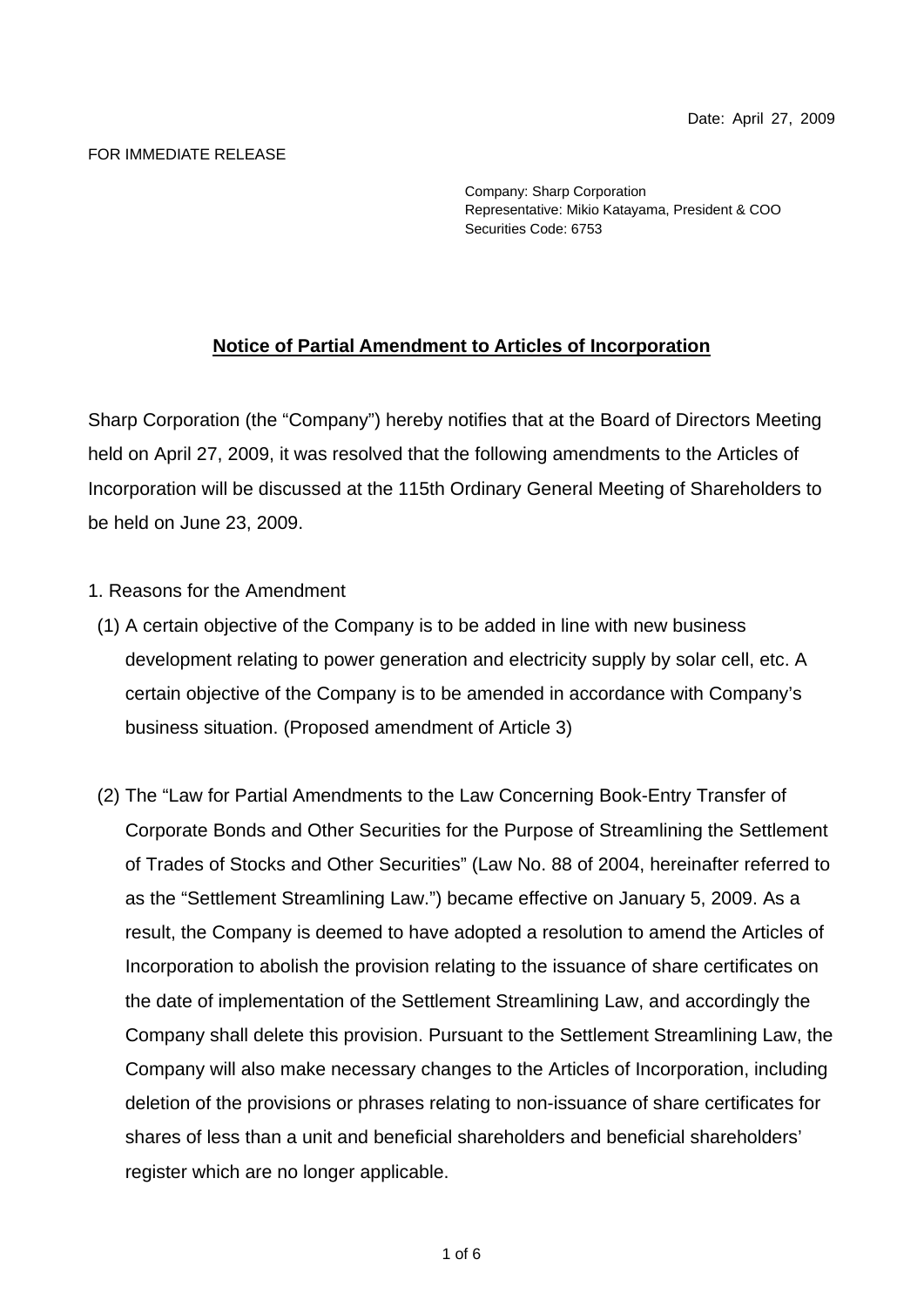Date: April 27, 2009

FOR IMMEDIATE RELEASE

Company: Sharp Corporation
Representative: Mikio Katayama, President & COO
Securities Code: 6753

## **Notice of Partial Amendment to Articles of Incorporation**

Sharp Corporation (the "Company") hereby notifies that at the Board of Directors Meeting held on April 27, 2009, it was resolved that the following amendments to the Articles of Incorporation will be discussed at the 115th Ordinary General Meeting of Shareholders to be held on June 23, 2009.

1. Reasons for the Amendment

(1) A certain objective of the Company is to be added in line with new business development relating to power generation and electricity supply by solar cell, etc. A certain objective of the Company is to be amended in accordance with Company's business situation. (Proposed amendment of Article 3)

(2) The "Law for Partial Amendments to the Law Concerning Book-Entry Transfer of Corporate Bonds and Other Securities for the Purpose of Streamlining the Settlement of Trades of Stocks and Other Securities" (Law No. 88 of 2004, hereinafter referred to as the "Settlement Streamlining Law.") became effective on January 5, 2009. As a result, the Company is deemed to have adopted a resolution to amend the Articles of Incorporation to abolish the provision relating to the issuance of share certificates on the date of implementation of the Settlement Streamlining Law, and accordingly the Company shall delete this provision. Pursuant to the Settlement Streamlining Law, the Company will also make necessary changes to the Articles of Incorporation, including deletion of the provisions or phrases relating to non-issuance of share certificates for shares of less than a unit and beneficial shareholders and beneficial shareholders' register which are no longer applicable.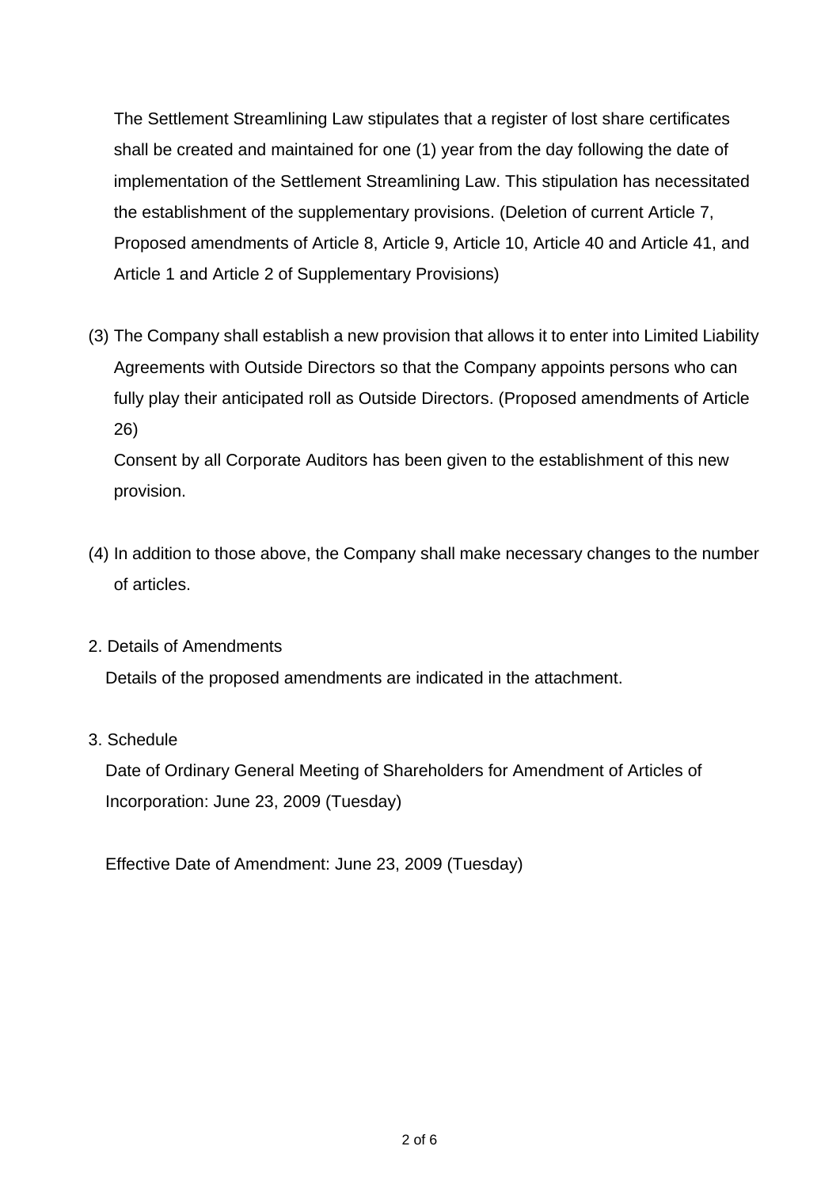The Settlement Streamlining Law stipulates that a register of lost share certificates shall be created and maintained for one (1) year from the day following the date of implementation of the Settlement Streamlining Law. This stipulation has necessitated the establishment of the supplementary provisions. (Deletion of current Article 7, Proposed amendments of Article 8, Article 9, Article 10, Article 40 and Article 41, and Article 1 and Article 2 of Supplementary Provisions)

(3) The Company shall establish a new provision that allows it to enter into Limited Liability Agreements with Outside Directors so that the Company appoints persons who can fully play their anticipated roll as Outside Directors. (Proposed amendments of Article 26)

Consent by all Corporate Auditors has been given to the establishment of this new provision.

(4) In addition to those above, the Company shall make necessary changes to the number of articles.

2. Details of Amendments

Details of the proposed amendments are indicated in the attachment.

3. Schedule

Date of Ordinary General Meeting of Shareholders for Amendment of Articles of Incorporation: June 23, 2009 (Tuesday)

Effective Date of Amendment: June 23, 2009 (Tuesday)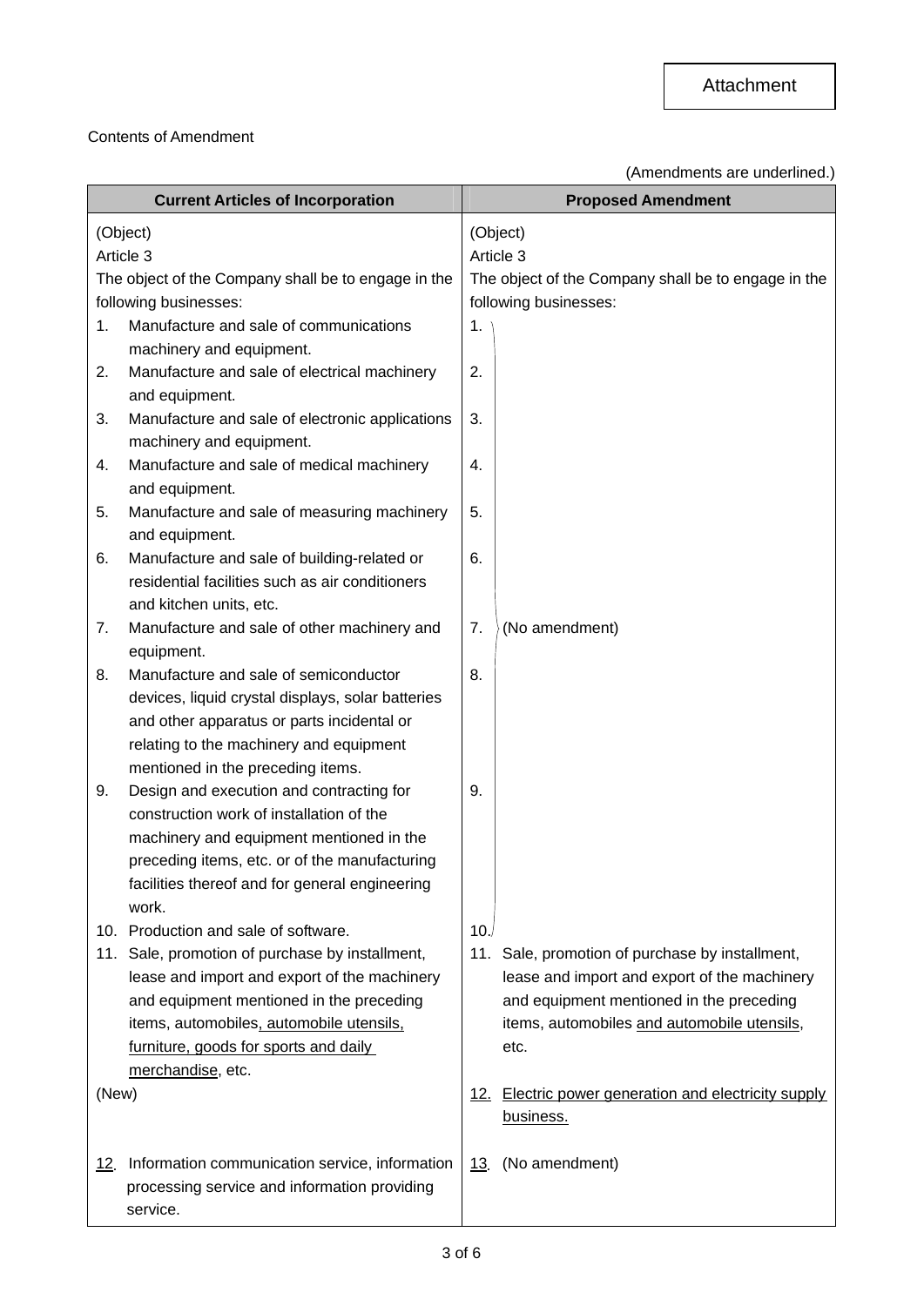Attachment

Contents of Amendment

(Amendments are underlined.)

| Current Articles of Incorporation | Proposed Amendment |
|---|---|
| (Object)<br>Article 3<br>The object of the Company shall be to engage in the following businesses: | (Object)<br>Article 3<br>The object of the Company shall be to engage in the following businesses: |
| 1. Manufacture and sale of communications machinery and equipment. | 1. (No amendment) |
| 2. Manufacture and sale of electrical machinery and equipment. | 2. (No amendment) |
| 3. Manufacture and sale of electronic applications machinery and equipment. | 3. (No amendment) |
| 4. Manufacture and sale of medical machinery and equipment. | 4. (No amendment) |
| 5. Manufacture and sale of measuring machinery and equipment. | 5. (No amendment) |
| 6. Manufacture and sale of building-related or residential facilities such as air conditioners and kitchen units, etc. | 6. (No amendment) |
| 7. Manufacture and sale of other machinery and equipment. | 7. (No amendment) |
| 8. Manufacture and sale of semiconductor devices, liquid crystal displays, solar batteries and other apparatus or parts incidental or relating to the machinery and equipment mentioned in the preceding items. | 8. (No amendment) |
| 9. Design and execution and contracting for construction work of installation of the machinery and equipment mentioned in the preceding items, etc. or of the manufacturing facilities thereof and for general engineering work. | 9. (No amendment) |
| 10. Production and sale of software. | 10. (No amendment) |
| 11. Sale, promotion of purchase by installment, lease and import and export of the machinery and equipment mentioned in the preceding items, automobiles<u>, automobile utensils, furniture, goods for sports and daily merchandise</u>, etc. | 11. Sale, promotion of purchase by installment, lease and import and export of the machinery and equipment mentioned in the preceding items, automobiles <u>and automobile utensils</u>, etc. |
| (New) | <u>12. Electric power generation and electricity supply business.</u> |
| <u>12</u>. Information communication service, information processing service and information providing service. | <u>13</u>. (No amendment) |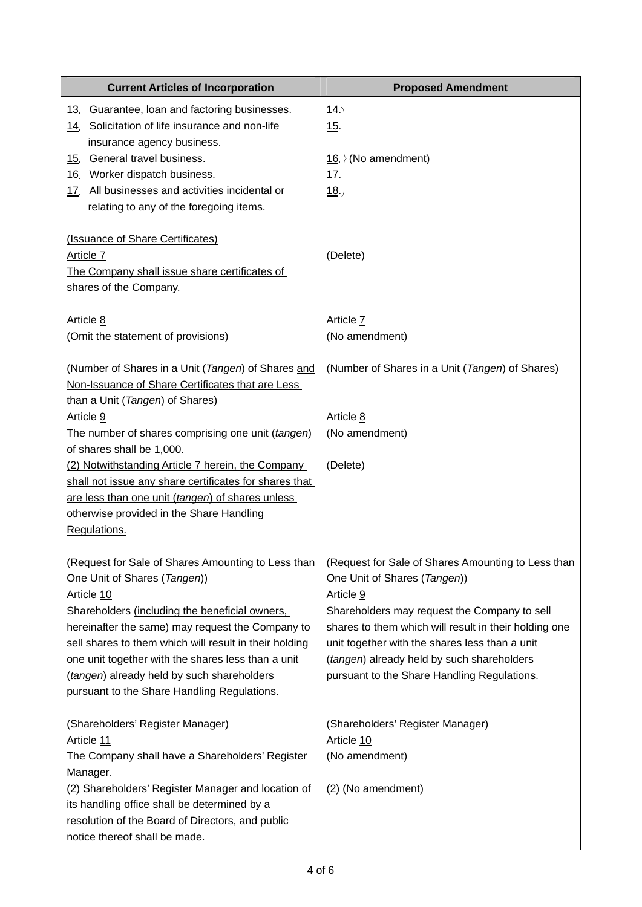| Current Articles of Incorporation | Proposed Amendment |
|---|---|
| 13. Guarantee, loan and factoring businesses.<br>14. Solicitation of life insurance and non-life insurance agency business.<br>15. General travel business.<br>16. Worker dispatch business.<br>17. All businesses and activities incidental or relating to any of the foregoing items. | 14.<br>15.<br>16. (No amendment)<br>17.<br>18. |
| (Issuance of Share Certificates)<br>Article 7<br>The Company shall issue share certificates of shares of the Company. | (Delete) |
| Article 8<br>(Omit the statement of provisions) | Article 7<br>(No amendment) |
| (Number of Shares in a Unit (*Tangen*) of Shares and Non-Issuance of Share Certificates that are Less than a Unit (*Tangen*) of Shares)<br>Article 9<br>The number of shares comprising one unit (*tangen*) of shares shall be 1,000.<br>(2) Notwithstanding Article 7 herein, the Company shall not issue any share certificates for shares that are less than one unit (*tangen*) of shares unless otherwise provided in the Share Handling Regulations. | (Number of Shares in a Unit (*Tangen*) of Shares)<br>Article 8<br>(No amendment)<br>(Delete) |
| (Request for Sale of Shares Amounting to Less than One Unit of Shares (*Tangen*))<br>Article 10<br>Shareholders (including the beneficial owners, hereinafter the same) may request the Company to sell shares to them which will result in their holding one unit together with the shares less than a unit (*tangen*) already held by such shareholders pursuant to the Share Handling Regulations. | (Request for Sale of Shares Amounting to Less than One Unit of Shares (*Tangen*))<br>Article 9<br>Shareholders may request the Company to sell shares to them which will result in their holding one unit together with the shares less than a unit (*tangen*) already held by such shareholders pursuant to the Share Handling Regulations. |
| (Shareholders' Register Manager)<br>Article 11<br>The Company shall have a Shareholders' Register Manager.<br>(2) Shareholders' Register Manager and location of its handling office shall be determined by a resolution of the Board of Directors, and public notice thereof shall be made. | (Shareholders' Register Manager)<br>Article 10<br>(No amendment)<br>(2) (No amendment) |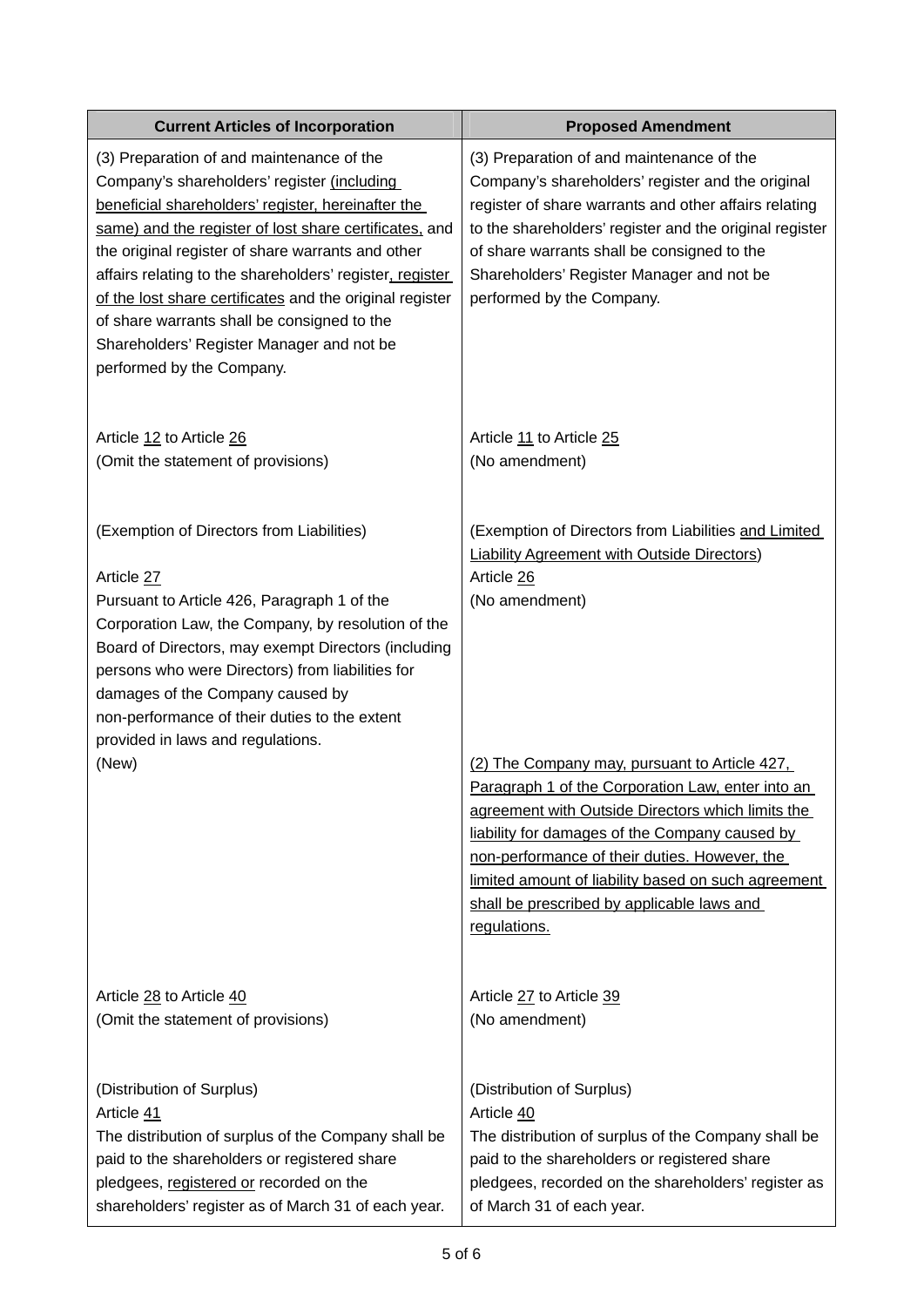| Current Articles of Incorporation | Proposed Amendment |
|---|---|
| (3) Preparation of and maintenance of the Company's shareholders' register (including beneficial shareholders' register, hereinafter the same) and the register of lost share certificates, and the original register of share warrants and other affairs relating to the shareholders' register, register of the lost share certificates and the original register of share warrants shall be consigned to the Shareholders' Register Manager and not be performed by the Company. | (3) Preparation of and maintenance of the Company's shareholders' register and the original register of share warrants and other affairs relating to the shareholders' register and the original register of share warrants shall be consigned to the Shareholders' Register Manager and not be performed by the Company. |
| Article 12 to Article 26<br>(Omit the statement of provisions) | Article 11 to Article 25<br>(No amendment) |
| (Exemption of Directors from Liabilities)<br><br>Article 27<br>Pursuant to Article 426, Paragraph 1 of the Corporation Law, the Company, by resolution of the Board of Directors, may exempt Directors (including persons who were Directors) from liabilities for damages of the Company caused by non-performance of their duties to the extent provided in laws and regulations. | (Exemption of Directors from Liabilities and Limited Liability Agreement with Outside Directors)<br>Article 26<br>(No amendment) |
| (New) | (2) The Company may, pursuant to Article 427, Paragraph 1 of the Corporation Law, enter into an agreement with Outside Directors which limits the liability for damages of the Company caused by non-performance of their duties. However, the limited amount of liability based on such agreement shall be prescribed by applicable laws and regulations. |
| Article 28 to Article 40<br>(Omit the statement of provisions) | Article 27 to Article 39<br>(No amendment) |
| (Distribution of Surplus)<br>Article 41<br>The distribution of surplus of the Company shall be paid to the shareholders or registered share pledgees, registered or recorded on the shareholders' register as of March 31 of each year. | (Distribution of Surplus)<br>Article 40<br>The distribution of surplus of the Company shall be paid to the shareholders or registered share pledgees, recorded on the shareholders' register as of March 31 of each year. |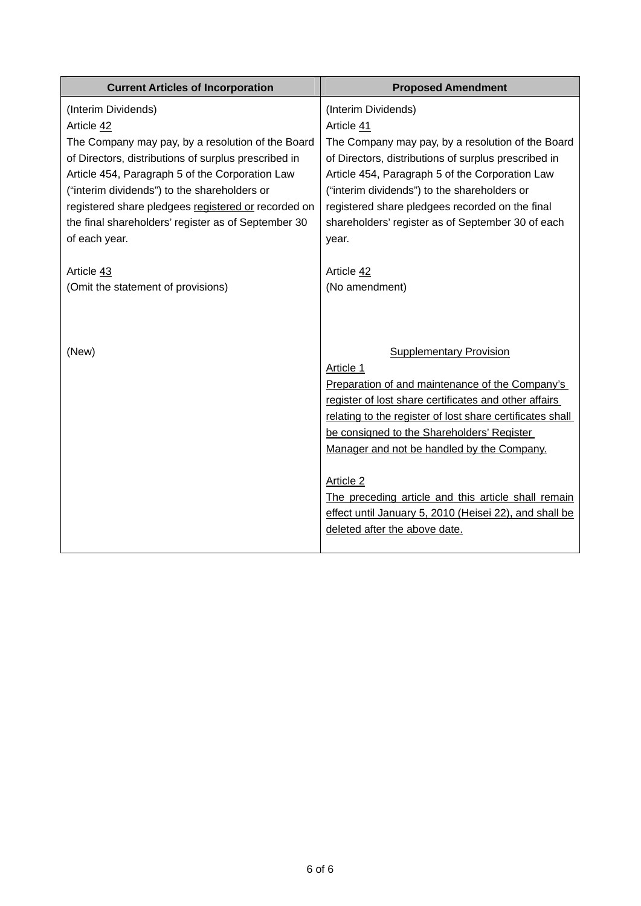| Current Articles of Incorporation | Proposed Amendment |
| --- | --- |
| (Interim Dividends)<br>Article 42<br>The Company may pay, by a resolution of the Board of Directors, distributions of surplus prescribed in Article 454, Paragraph 5 of the Corporation Law ("interim dividends") to the shareholders or registered share pledgees registered or recorded on the final shareholders' register as of September 30 of each year. | (Interim Dividends)<br>Article 41<br>The Company may pay, by a resolution of the Board of Directors, distributions of surplus prescribed in Article 454, Paragraph 5 of the Corporation Law ("interim dividends") to the shareholders or registered share pledgees recorded on the final shareholders' register as of September 30 of each year. |
| Article 43<br>(Omit the statement of provisions) | Article 42<br>(No amendment) |
| (New) | Supplementary Provision<br>Article 1<br>Preparation of and maintenance of the Company's register of lost share certificates and other affairs relating to the register of lost share certificates shall be consigned to the Shareholders' Register Manager and not be handled by the Company.<br><br>Article 2<br>The preceding article and this article shall remain effect until January 5, 2010 (Heisei 22), and shall be deleted after the above date. |